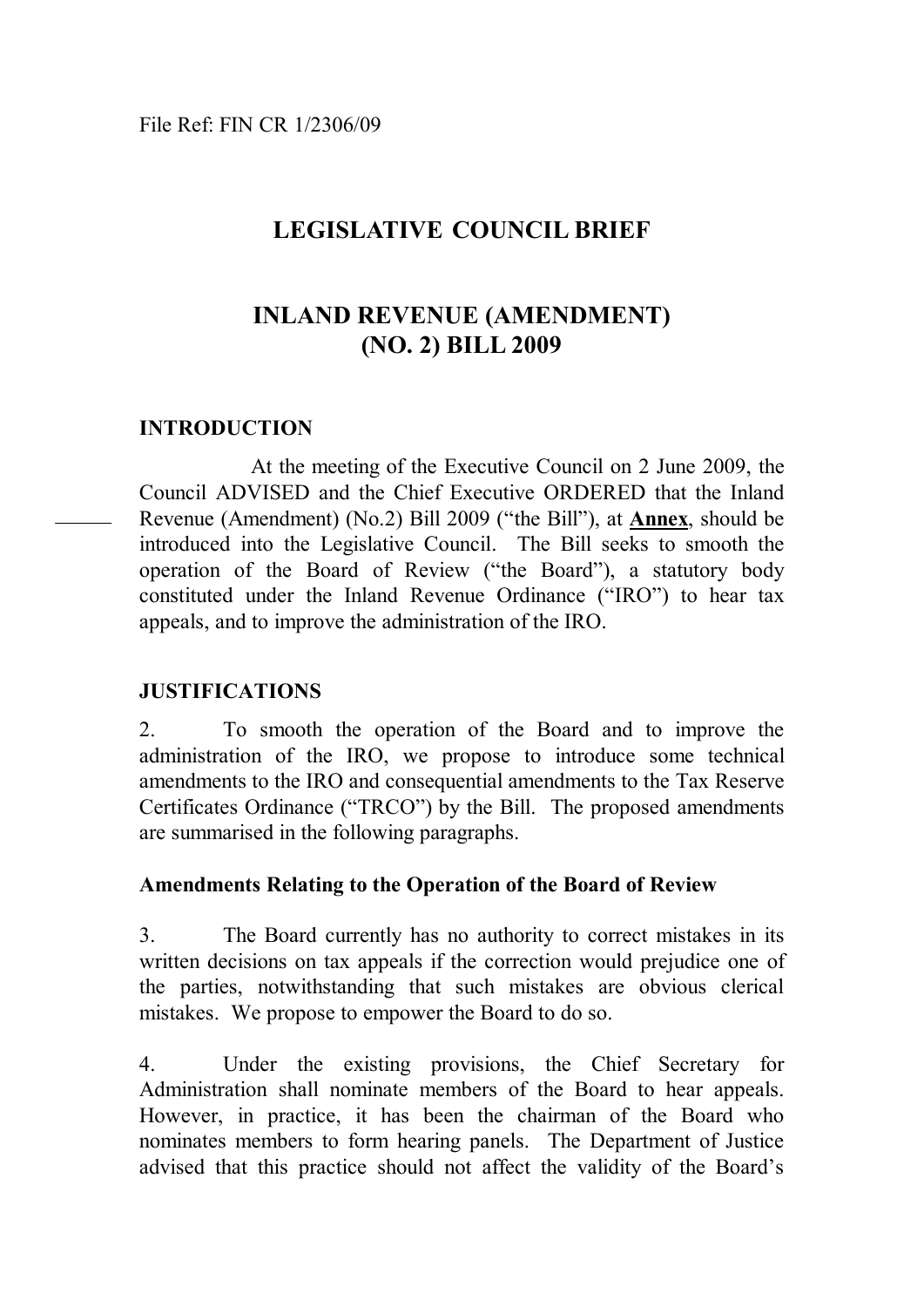File Ref: FIN CR 1/2306/09

# LEGISLATIVE COUNCIL BRIEF

# INLAND REVENUE (AMENDMENT) (NO. 2) BILL 2009

## INTRODUCTION

At the meeting of the Executive Council on 2 June 2009, the Council ADVISED and the Chief Executive ORDERED that the Inland Revenue (Amendment) (No.2) Bill 2009 ("the Bill"), at **Annex**, should be introduced into the Legislative Council. The Bill seeks to smooth the operation of the Board of Review ("the Board"), a statutory body constituted under the Inland Revenue Ordinance ("IRO") to hear tax appeals, and to improve the administration of the IRO.

## JUSTIFICATIONS

2. To smooth the operation of the Board and to improve the administration of the IRO, we propose to introduce some technical amendments to the IRO and consequential amendments to the Tax Reserve Certificates Ordinance ("TRCO") by the Bill. The proposed amendments are summarised in the following paragraphs.

### Amendments Relating to the Operation of the Board of Review

3. The Board currently has no authority to correct mistakes in its written decisions on tax appeals if the correction would prejudice one of the parties, notwithstanding that such mistakes are obvious clerical mistakes. We propose to empower the Board to do so.

4. Under the existing provisions, the Chief Secretary for Administration shall nominate members of the Board to hear appeals. However, in practice, it has been the chairman of the Board who nominates members to form hearing panels. The Department of Justice advised that this practice should not affect the validity of the Board's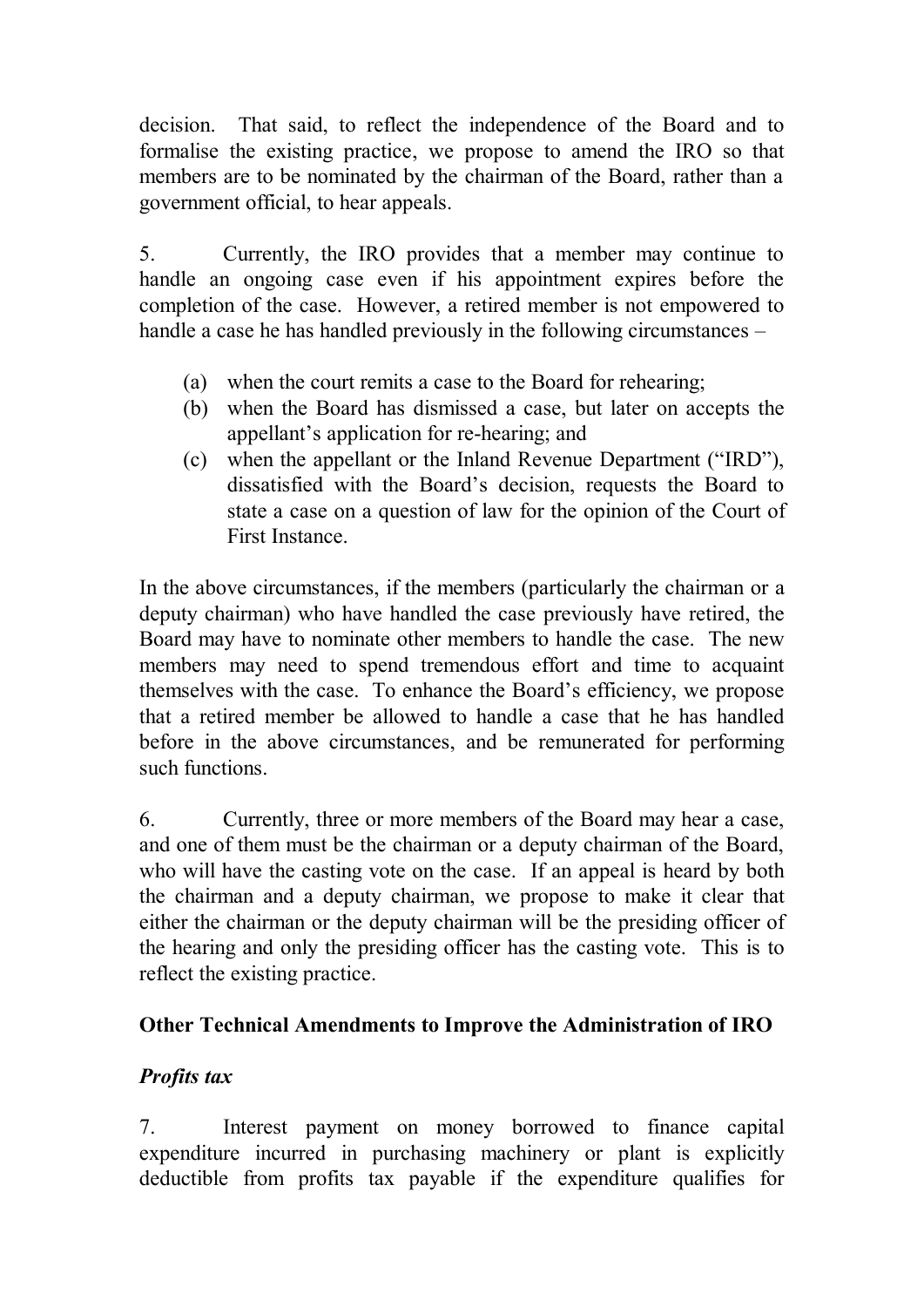decision. That said, to reflect the independence of the Board and to formalise the existing practice, we propose to amend the IRO so that members are to be nominated by the chairman of the Board, rather than a government official, to hear appeals.

5. Currently, the IRO provides that a member may continue to handle an ongoing case even if his appointment expires before the completion of the case. However, a retired member is not empowered to handle a case he has handled previously in the following circumstances –

(a) when the court remits a case to the Board for rehearing;
(b) when the Board has dismissed a case, but later on accepts the appellant's application for re-hearing; and
(c) when the appellant or the Inland Revenue Department ("IRD"), dissatisfied with the Board's decision, requests the Board to state a case on a question of law for the opinion of the Court of First Instance.

In the above circumstances, if the members (particularly the chairman or a deputy chairman) who have handled the case previously have retired, the Board may have to nominate other members to handle the case. The new members may need to spend tremendous effort and time to acquaint themselves with the case. To enhance the Board's efficiency, we propose that a retired member be allowed to handle a case that he has handled before in the above circumstances, and be remunerated for performing such functions.

6. Currently, three or more members of the Board may hear a case, and one of them must be the chairman or a deputy chairman of the Board, who will have the casting vote on the case. If an appeal is heard by both the chairman and a deputy chairman, we propose to make it clear that either the chairman or the deputy chairman will be the presiding officer of the hearing and only the presiding officer has the casting vote. This is to reflect the existing practice.

## Other Technical Amendments to Improve the Administration of IRO

### *Profits tax*

7. Interest payment on money borrowed to finance capital expenditure incurred in purchasing machinery or plant is explicitly deductible from profits tax payable if the expenditure qualifies for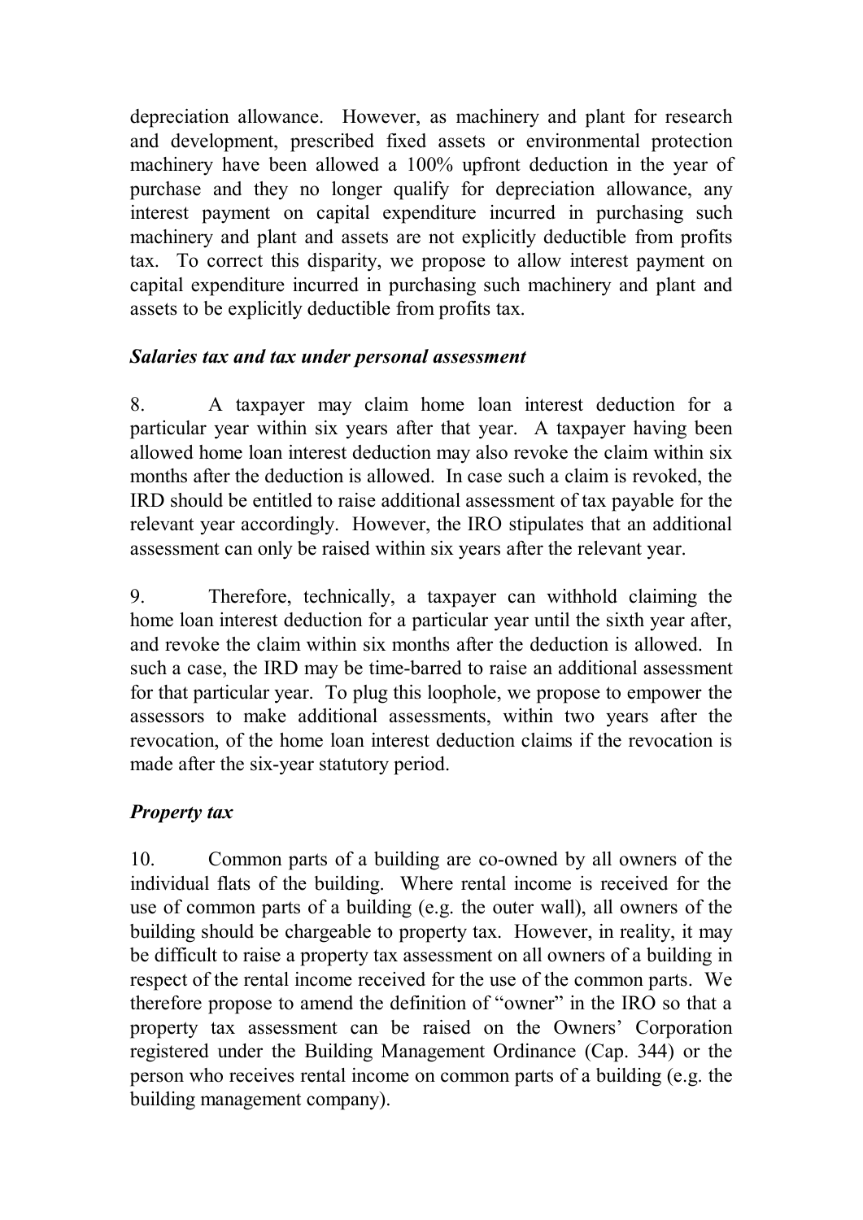depreciation allowance. However, as machinery and plant for research and development, prescribed fixed assets or environmental protection machinery have been allowed a 100% upfront deduction in the year of purchase and they no longer qualify for depreciation allowance, any interest payment on capital expenditure incurred in purchasing such machinery and plant and assets are not explicitly deductible from profits tax. To correct this disparity, we propose to allow interest payment on capital expenditure incurred in purchasing such machinery and plant and assets to be explicitly deductible from profits tax.

***Salaries tax and tax under personal assessment***

8. A taxpayer may claim home loan interest deduction for a particular year within six years after that year. A taxpayer having been allowed home loan interest deduction may also revoke the claim within six months after the deduction is allowed. In case such a claim is revoked, the IRD should be entitled to raise additional assessment of tax payable for the relevant year accordingly. However, the IRO stipulates that an additional assessment can only be raised within six years after the relevant year.

9. Therefore, technically, a taxpayer can withhold claiming the home loan interest deduction for a particular year until the sixth year after, and revoke the claim within six months after the deduction is allowed. In such a case, the IRD may be time-barred to raise an additional assessment for that particular year. To plug this loophole, we propose to empower the assessors to make additional assessments, within two years after the revocation, of the home loan interest deduction claims if the revocation is made after the six-year statutory period.

***Property tax***

10. Common parts of a building are co-owned by all owners of the individual flats of the building. Where rental income is received for the use of common parts of a building (e.g. the outer wall), all owners of the building should be chargeable to property tax. However, in reality, it may be difficult to raise a property tax assessment on all owners of a building in respect of the rental income received for the use of the common parts. We therefore propose to amend the definition of "owner" in the IRO so that a property tax assessment can be raised on the Owners' Corporation registered under the Building Management Ordinance (Cap. 344) or the person who receives rental income on common parts of a building (e.g. the building management company).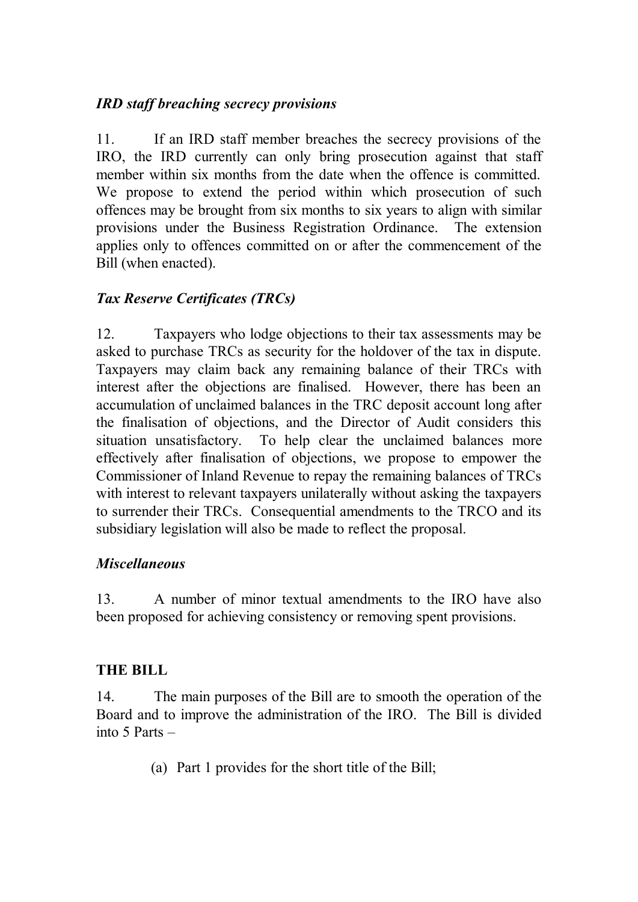### *IRD staff breaching secrecy provisions*

11. If an IRD staff member breaches the secrecy provisions of the IRO, the IRD currently can only bring prosecution against that staff member within six months from the date when the offence is committed. We propose to extend the period within which prosecution of such offences may be brought from six months to six years to align with similar provisions under the Business Registration Ordinance. The extension applies only to offences committed on or after the commencement of the Bill (when enacted).

### *Tax Reserve Certificates (TRCs)*

12. Taxpayers who lodge objections to their tax assessments may be asked to purchase TRCs as security for the holdover of the tax in dispute. Taxpayers may claim back any remaining balance of their TRCs with interest after the objections are finalised. However, there has been an accumulation of unclaimed balances in the TRC deposit account long after the finalisation of objections, and the Director of Audit considers this situation unsatisfactory. To help clear the unclaimed balances more effectively after finalisation of objections, we propose to empower the Commissioner of Inland Revenue to repay the remaining balances of TRCs with interest to relevant taxpayers unilaterally without asking the taxpayers to surrender their TRCs. Consequential amendments to the TRCO and its subsidiary legislation will also be made to reflect the proposal.

### *Miscellaneous*

13. A number of minor textual amendments to the IRO have also been proposed for achieving consistency or removing spent provisions.

## THE BILL

14. The main purposes of the Bill are to smooth the operation of the Board and to improve the administration of the IRO. The Bill is divided into 5 Parts –

(a) Part 1 provides for the short title of the Bill;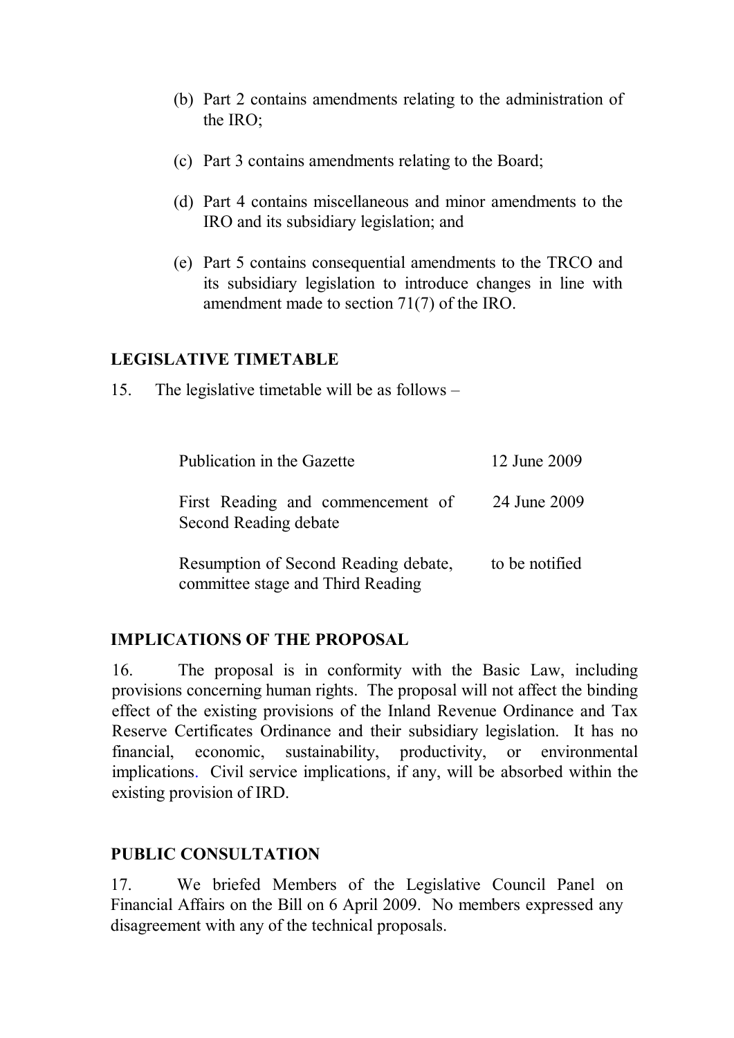(b) Part 2 contains amendments relating to the administration of the IRO;

(c) Part 3 contains amendments relating to the Board;

(d) Part 4 contains miscellaneous and minor amendments to the IRO and its subsidiary legislation; and

(e) Part 5 contains consequential amendments to the TRCO and its subsidiary legislation to introduce changes in line with amendment made to section 71(7) of the IRO.

## LEGISLATIVE TIMETABLE

15. The legislative timetable will be as follows –

| | |
|---|---|
| Publication in the Gazette | 12 June 2009 |
| First Reading and commencement of Second Reading debate | 24 June 2009 |
| Resumption of Second Reading debate, committee stage and Third Reading | to be notified |

## IMPLICATIONS OF THE PROPOSAL

16. The proposal is in conformity with the Basic Law, including provisions concerning human rights. The proposal will not affect the binding effect of the existing provisions of the Inland Revenue Ordinance and Tax Reserve Certificates Ordinance and their subsidiary legislation. It has no financial, economic, sustainability, productivity, or environmental implications. Civil service implications, if any, will be absorbed within the existing provision of IRD.

## PUBLIC CONSULTATION

17. We briefed Members of the Legislative Council Panel on Financial Affairs on the Bill on 6 April 2009. No members expressed any disagreement with any of the technical proposals.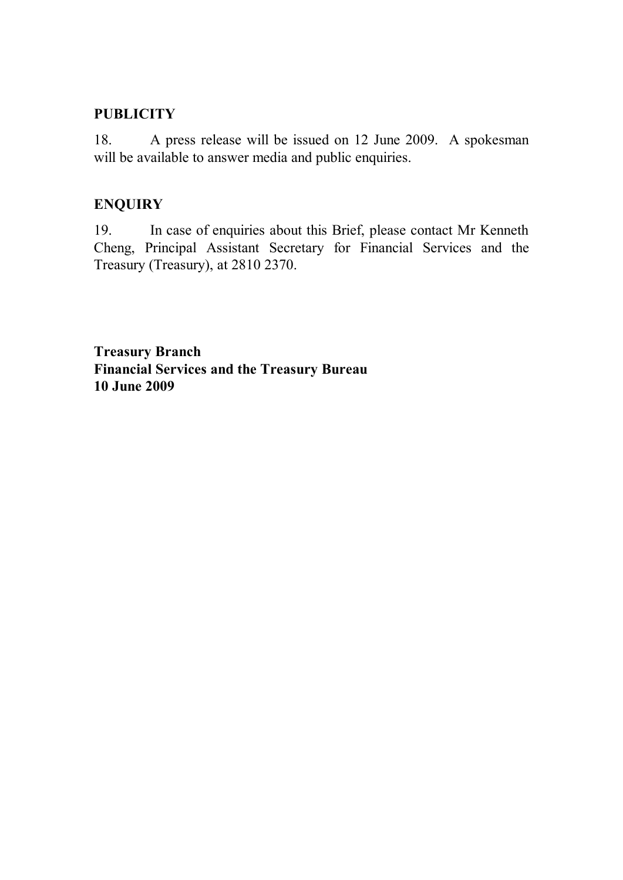## PUBLICITY

18. A press release will be issued on 12 June 2009. A spokesman will be available to answer media and public enquiries.

## ENQUIRY

19. In case of enquiries about this Brief, please contact Mr Kenneth Cheng, Principal Assistant Secretary for Financial Services and the Treasury (Treasury), at 2810 2370.

**Treasury Branch**
**Financial Services and the Treasury Bureau**
**10 June 2009**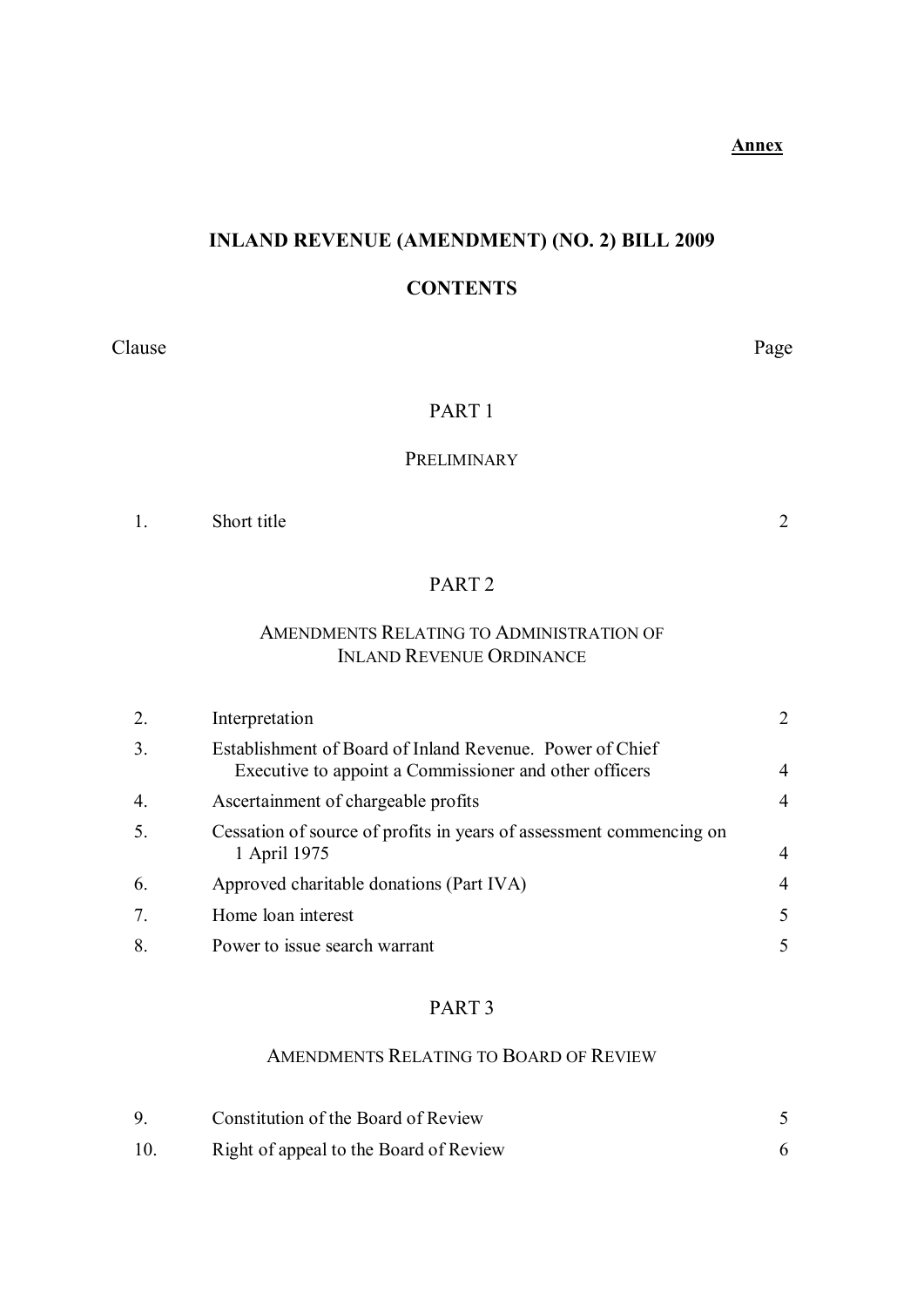**Annex**

# INLAND REVENUE (AMENDMENT) (NO. 2) BILL 2009

## CONTENTS

| Clause | | Page |
|---|---|---|
| | **PART 1** | |
| | PRELIMINARY | |
| 1. | Short title | 2 |
| | **PART 2** | |
| | AMENDMENTS RELATING TO ADMINISTRATION OF INLAND REVENUE ORDINANCE | |
| 2. | Interpretation | 2 |
| 3. | Establishment of Board of Inland Revenue. Power of Chief Executive to appoint a Commissioner and other officers | 4 |
| 4. | Ascertainment of chargeable profits | 4 |
| 5. | Cessation of source of profits in years of assessment commencing on 1 April 1975 | 4 |
| 6. | Approved charitable donations (Part IVA) | 4 |
| 7. | Home loan interest | 5 |
| 8. | Power to issue search warrant | 5 |
| | **PART 3** | |
| | AMENDMENTS RELATING TO BOARD OF REVIEW | |
| 9. | Constitution of the Board of Review | 5 |
| 10. | Right of appeal to the Board of Review | 6 |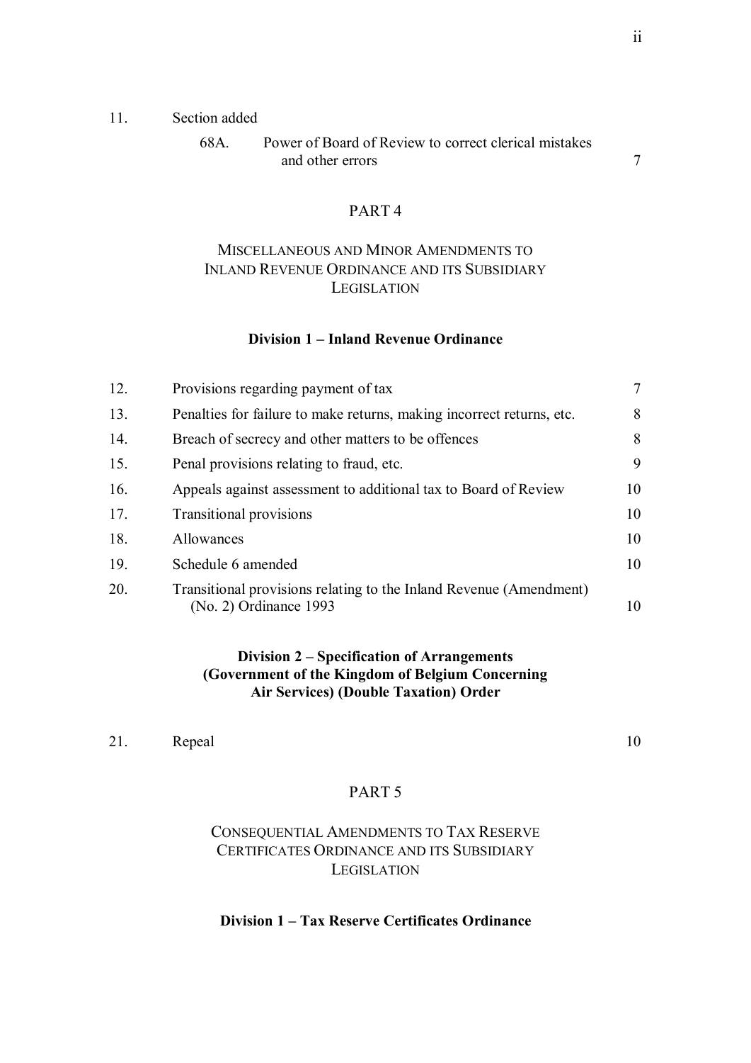| | | |
|---|---|---|
| 11. | Section added | |
| | 68A. Power of Board of Review to correct clerical mistakes and other errors | 7 |

## PART 4

### MISCELLANEOUS AND MINOR AMENDMENTS TO INLAND REVENUE ORDINANCE AND ITS SUBSIDIARY LEGISLATION

**Division 1 – Inland Revenue Ordinance**

| | | |
|---|---|---|
| 12. | Provisions regarding payment of tax | 7 |
| 13. | Penalties for failure to make returns, making incorrect returns, etc. | 8 |
| 14. | Breach of secrecy and other matters to be offences | 8 |
| 15. | Penal provisions relating to fraud, etc. | 9 |
| 16. | Appeals against assessment to additional tax to Board of Review | 10 |
| 17. | Transitional provisions | 10 |
| 18. | Allowances | 10 |
| 19. | Schedule 6 amended | 10 |
| 20. | Transitional provisions relating to the Inland Revenue (Amendment) (No. 2) Ordinance 1993 | 10 |

**Division 2 – Specification of Arrangements (Government of the Kingdom of Belgium Concerning Air Services) (Double Taxation) Order**

| | | |
|---|---|---|
| 21. | Repeal | 10 |

## PART 5

### CONSEQUENTIAL AMENDMENTS TO TAX RESERVE CERTIFICATES ORDINANCE AND ITS SUBSIDIARY LEGISLATION

**Division 1 – Tax Reserve Certificates Ordinance**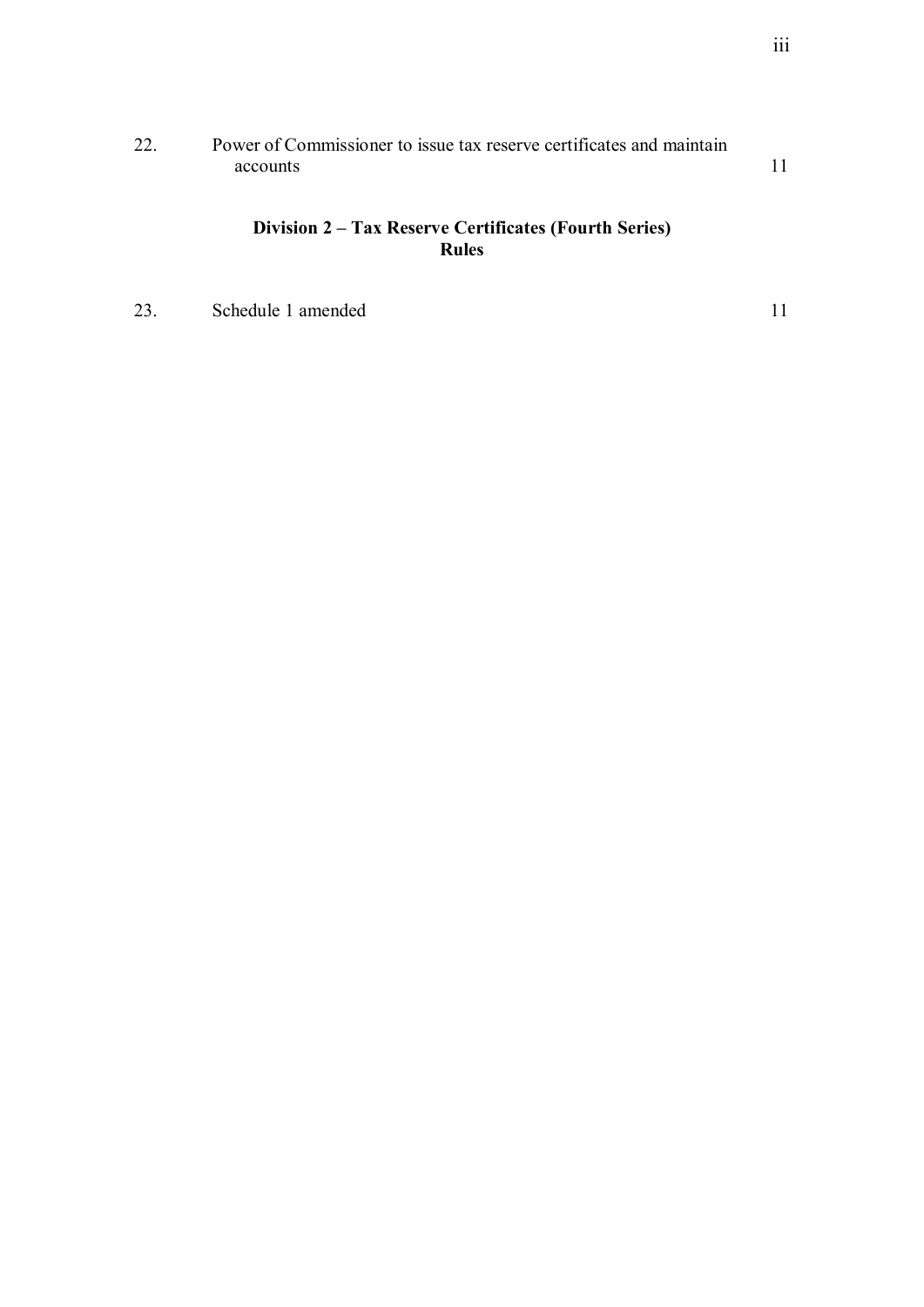| | | |
|---|---|---|
| 22. | Power of Commissioner to issue tax reserve certificates and maintain accounts | 11 |

**Division 2 – Tax Reserve Certificates (Fourth Series) Rules**

| | | |
|---|---|---|
| 23. | Schedule 1 amended | 11 |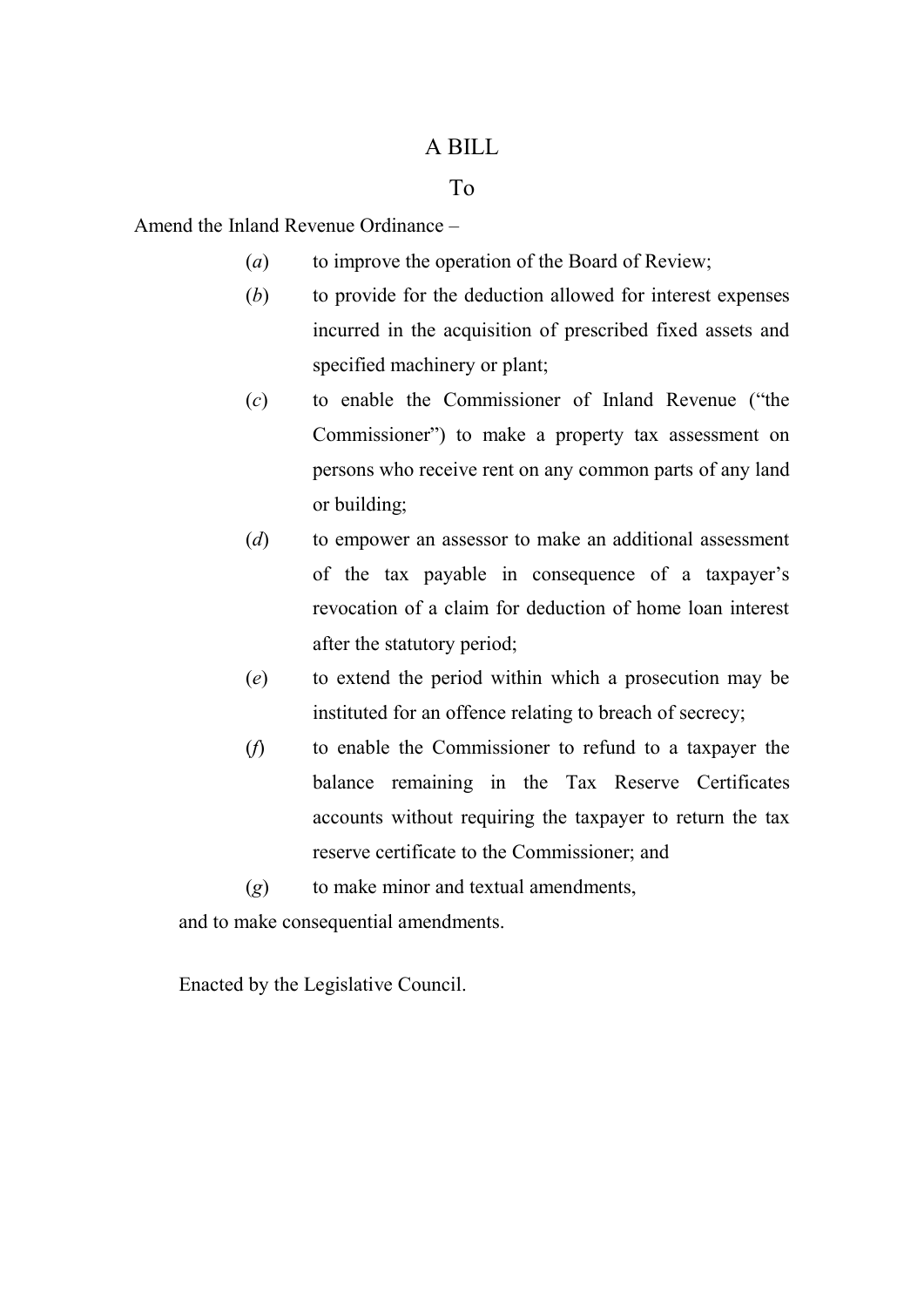# A BILL

## To

Amend the Inland Revenue Ordinance –

(*a*) to improve the operation of the Board of Review;

(*b*) to provide for the deduction allowed for interest expenses incurred in the acquisition of prescribed fixed assets and specified machinery or plant;

(*c*) to enable the Commissioner of Inland Revenue ("the Commissioner") to make a property tax assessment on persons who receive rent on any common parts of any land or building;

(*d*) to empower an assessor to make an additional assessment of the tax payable in consequence of a taxpayer's revocation of a claim for deduction of home loan interest after the statutory period;

(*e*) to extend the period within which a prosecution may be instituted for an offence relating to breach of secrecy;

(*f*) to enable the Commissioner to refund to a taxpayer the balance remaining in the Tax Reserve Certificates accounts without requiring the taxpayer to return the tax reserve certificate to the Commissioner; and

(*g*) to make minor and textual amendments,

and to make consequential amendments.

Enacted by the Legislative Council.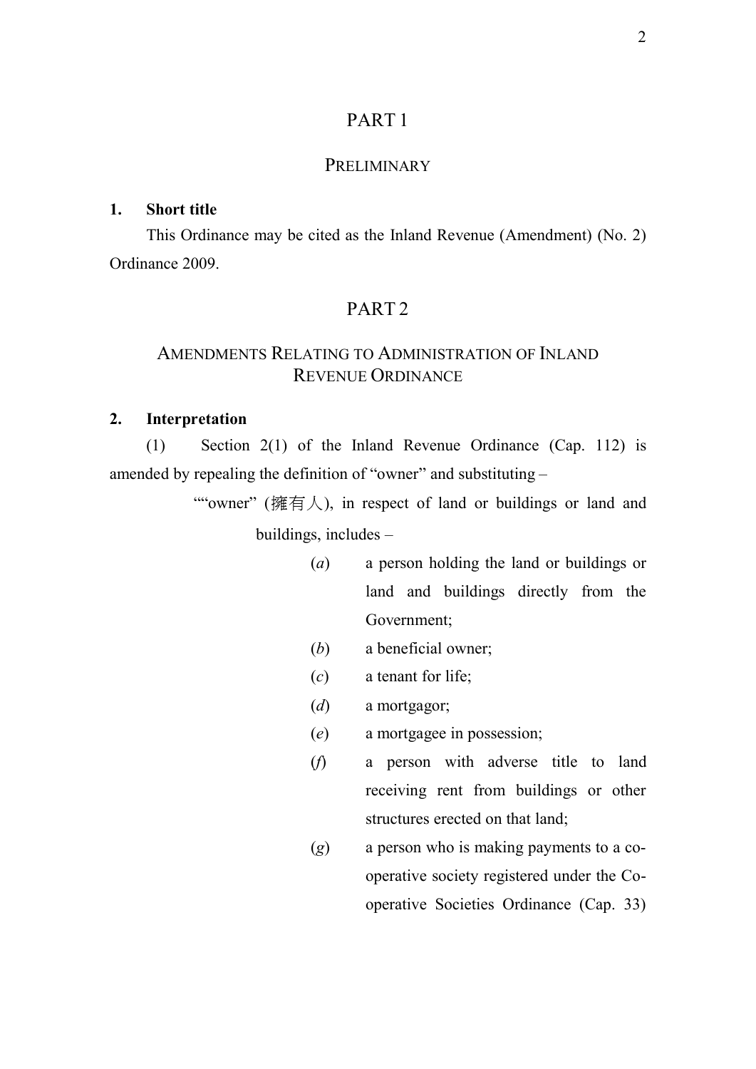# PART 1

## PRELIMINARY

**1. Short title**

This Ordinance may be cited as the Inland Revenue (Amendment) (No. 2) Ordinance 2009.

# PART 2

## AMENDMENTS RELATING TO ADMINISTRATION OF INLAND REVENUE ORDINANCE

**2. Interpretation**

(1) Section 2(1) of the Inland Revenue Ordinance (Cap. 112) is amended by repealing the definition of "owner" and substituting –

""owner" (擁有人), in respect of land or buildings or land and buildings, includes –

(*a*) a person holding the land or buildings or land and buildings directly from the Government;

(*b*) a beneficial owner;

(*c*) a tenant for life;

(*d*) a mortgagor;

(*e*) a mortgagee in possession;

(*f*) a person with adverse title to land receiving rent from buildings or other structures erected on that land;

(*g*) a person who is making payments to a co-operative society registered under the Co-operative Societies Ordinance (Cap. 33)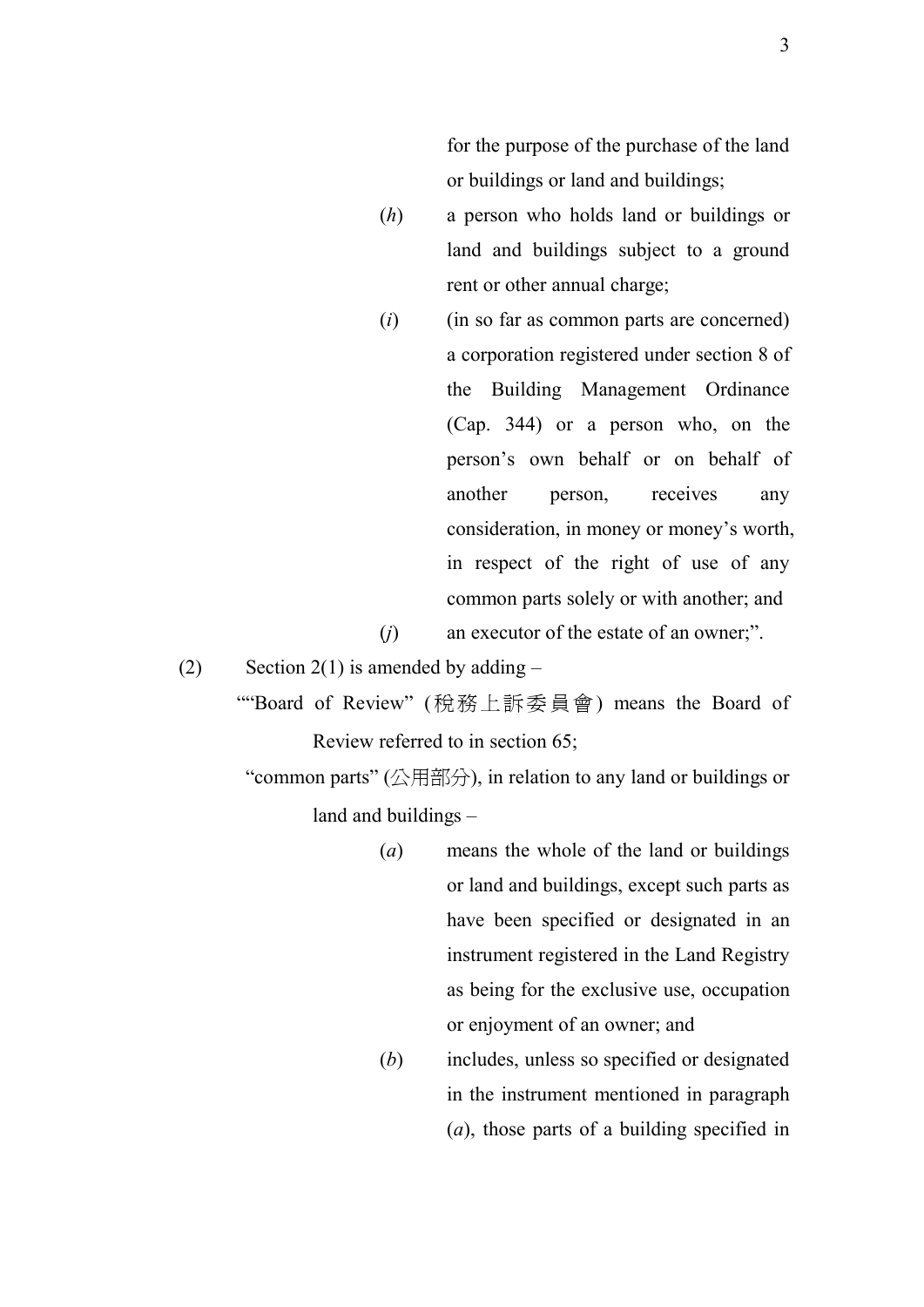for the purpose of the purchase of the land or buildings or land and buildings;

(*h*) a person who holds land or buildings or land and buildings subject to a ground rent or other annual charge;

(*i*) (in so far as common parts are concerned) a corporation registered under section 8 of the Building Management Ordinance (Cap. 344) or a person who, on the person's own behalf or on behalf of another person, receives any consideration, in money or money's worth, in respect of the right of use of any common parts solely or with another; and

(*j*) an executor of the estate of an owner;".

(2) Section 2(1) is amended by adding –

""Board of Review" (稅務上訴委員會) means the Board of Review referred to in section 65;

"common parts" (公用部分), in relation to any land or buildings or land and buildings –

(*a*) means the whole of the land or buildings or land and buildings, except such parts as have been specified or designated in an instrument registered in the Land Registry as being for the exclusive use, occupation or enjoyment of an owner; and

(*b*) includes, unless so specified or designated in the instrument mentioned in paragraph (*a*), those parts of a building specified in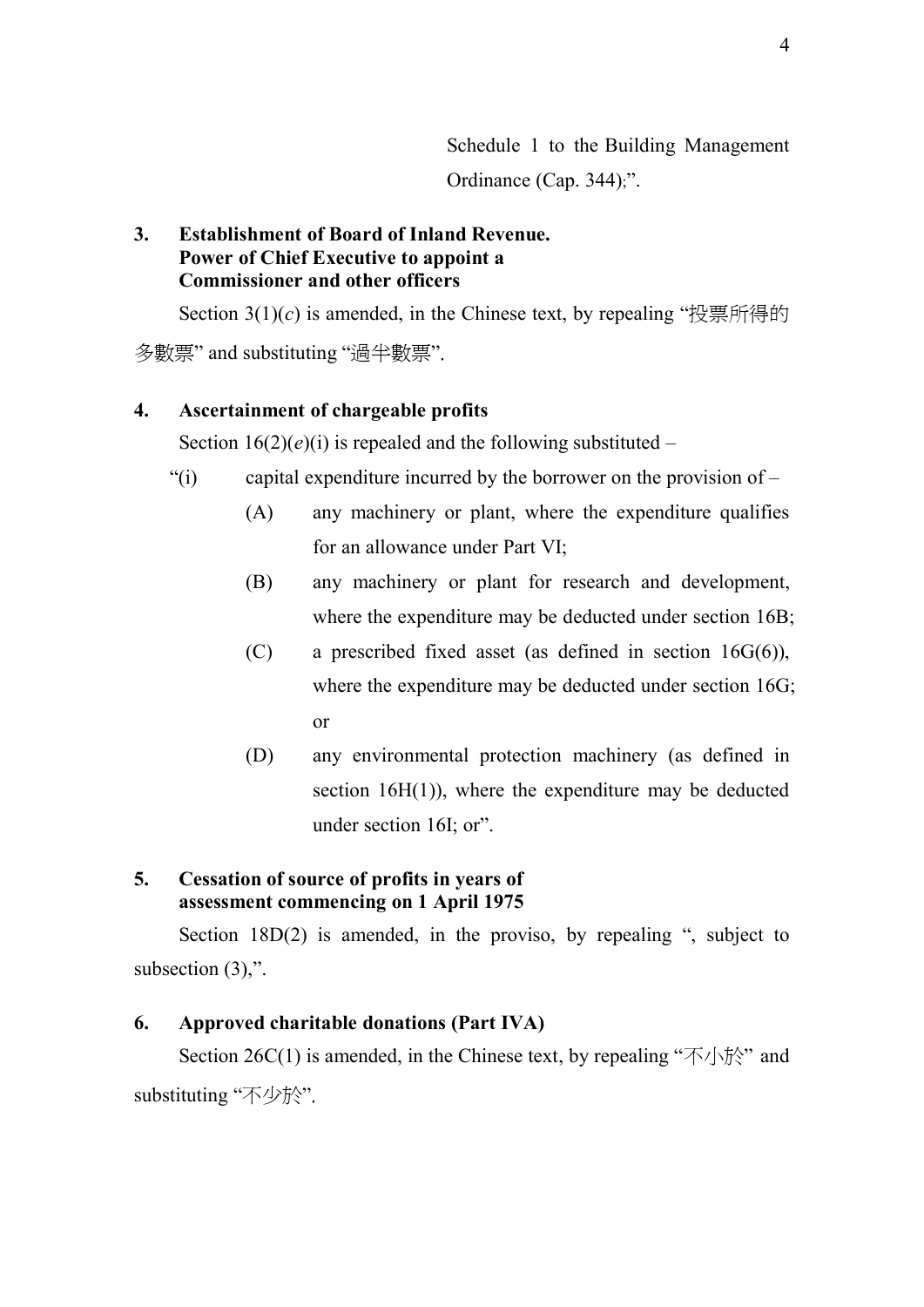Schedule 1 to the Building Management Ordinance (Cap. 344);".

**3. Establishment of Board of Inland Revenue. Power of Chief Executive to appoint a Commissioner and other officers**

Section 3(1)(*c*) is amended, in the Chinese text, by repealing "投票所得的多數票" and substituting "過半數票".

**4. Ascertainment of chargeable profits**

Section 16(2)(*e*)(i) is repealed and the following substituted –

"(i) capital expenditure incurred by the borrower on the provision of –

(A) any machinery or plant, where the expenditure qualifies for an allowance under Part VI;

(B) any machinery or plant for research and development, where the expenditure may be deducted under section 16B;

(C) a prescribed fixed asset (as defined in section 16G(6)), where the expenditure may be deducted under section 16G; or

(D) any environmental protection machinery (as defined in section 16H(1)), where the expenditure may be deducted under section 16I; or".

**5. Cessation of source of profits in years of assessment commencing on 1 April 1975**

Section 18D(2) is amended, in the proviso, by repealing ", subject to subsection (3),".

**6. Approved charitable donations (Part IVA)**

Section 26C(1) is amended, in the Chinese text, by repealing "不小於" and substituting "不少於".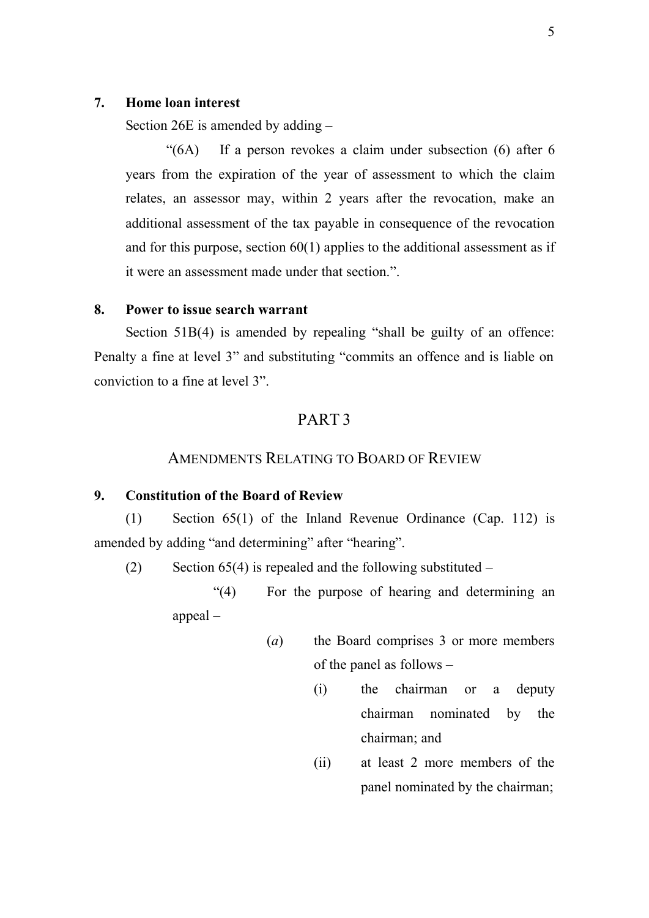**7. Home loan interest**

Section 26E is amended by adding –

"(6A) If a person revokes a claim under subsection (6) after 6 years from the expiration of the year of assessment to which the claim relates, an assessor may, within 2 years after the revocation, make an additional assessment of the tax payable in consequence of the revocation and for this purpose, section 60(1) applies to the additional assessment as if it were an assessment made under that section.".

**8. Power to issue search warrant**

Section 51B(4) is amended by repealing "shall be guilty of an offence: Penalty a fine at level 3" and substituting "commits an offence and is liable on conviction to a fine at level 3".

## PART 3

## AMENDMENTS RELATING TO BOARD OF REVIEW

**9. Constitution of the Board of Review**

(1) Section 65(1) of the Inland Revenue Ordinance (Cap. 112) is amended by adding "and determining" after "hearing".

(2) Section 65(4) is repealed and the following substituted –

"(4) For the purpose of hearing and determining an appeal –

(*a*) the Board comprises 3 or more members of the panel as follows –

(i) the chairman or a deputy chairman nominated by the chairman; and

(ii) at least 2 more members of the panel nominated by the chairman;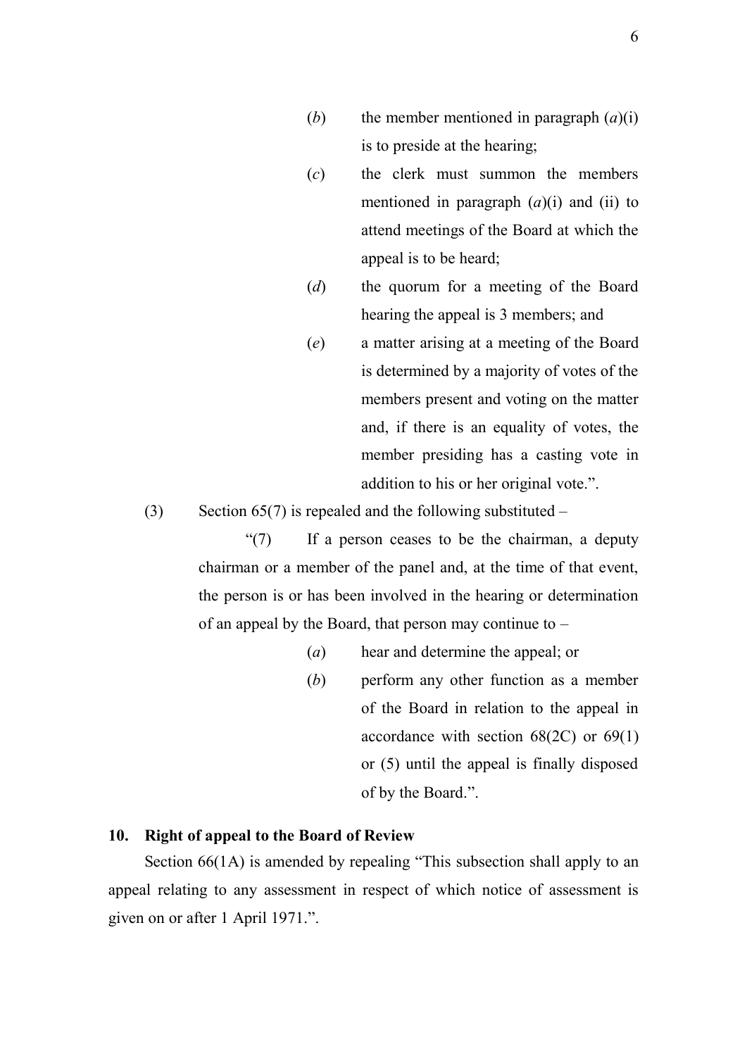(*b*) the member mentioned in paragraph (*a*)(i) is to preside at the hearing;

(*c*) the clerk must summon the members mentioned in paragraph (*a*)(i) and (ii) to attend meetings of the Board at which the appeal is to be heard;

(*d*) the quorum for a meeting of the Board hearing the appeal is 3 members; and

(*e*) a matter arising at a meeting of the Board is determined by a majority of votes of the members present and voting on the matter and, if there is an equality of votes, the member presiding has a casting vote in addition to his or her original vote.".

(3) Section 65(7) is repealed and the following substituted –

"(7) If a person ceases to be the chairman, a deputy chairman or a member of the panel and, at the time of that event, the person is or has been involved in the hearing or determination of an appeal by the Board, that person may continue to –

(*a*) hear and determine the appeal; or

(*b*) perform any other function as a member of the Board in relation to the appeal in accordance with section 68(2C) or 69(1) or (5) until the appeal is finally disposed of by the Board.".

**10. Right of appeal to the Board of Review**

Section 66(1A) is amended by repealing "This subsection shall apply to an appeal relating to any assessment in respect of which notice of assessment is given on or after 1 April 1971.".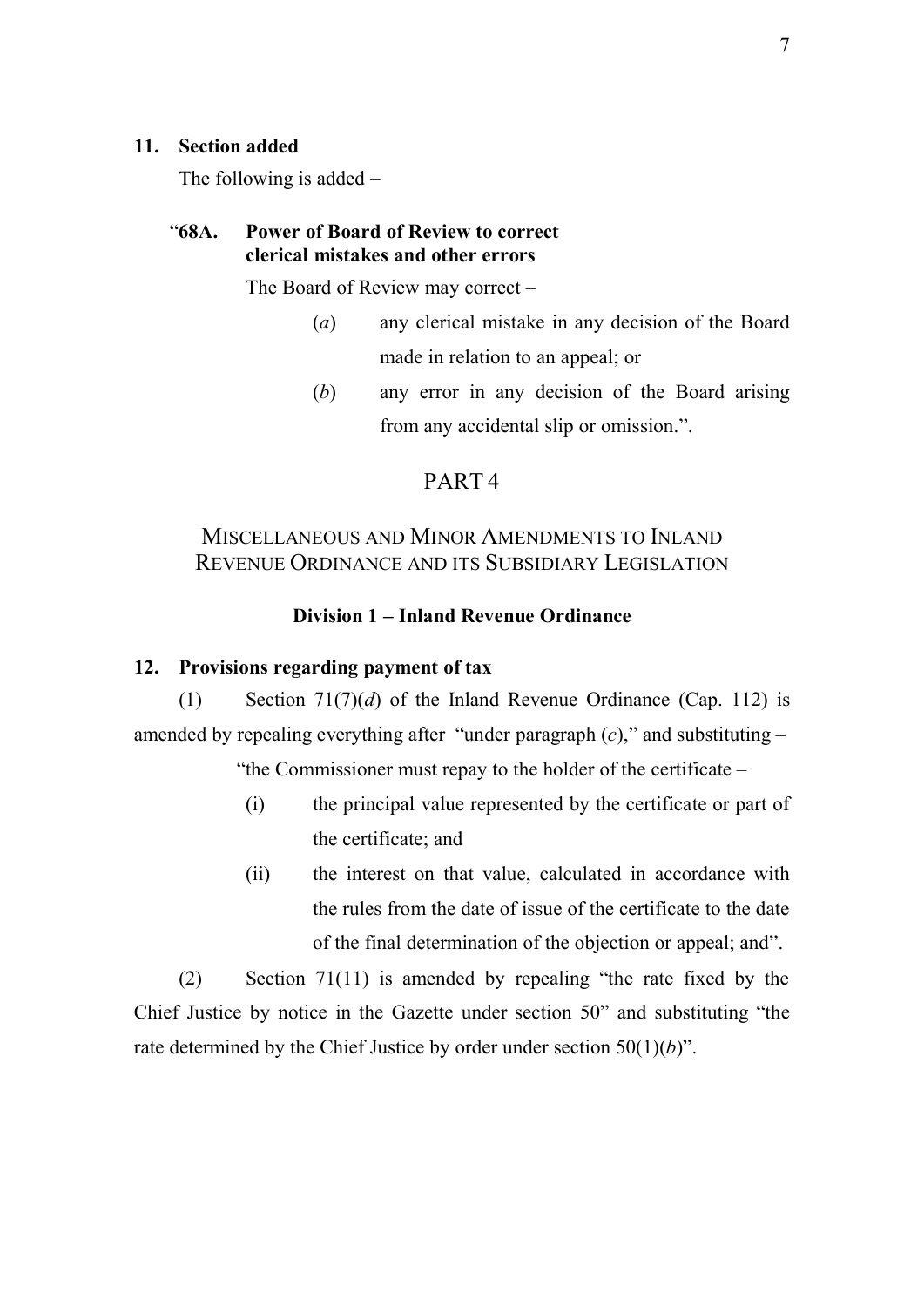**11. Section added**

The following is added –

"**68A. Power of Board of Review to correct clerical mistakes and other errors**

The Board of Review may correct –

(*a*) any clerical mistake in any decision of the Board made in relation to an appeal; or

(*b*) any error in any decision of the Board arising from any accidental slip or omission.".

## PART 4

## MISCELLANEOUS AND MINOR AMENDMENTS TO INLAND REVENUE ORDINANCE AND ITS SUBSIDIARY LEGISLATION

### Division 1 – Inland Revenue Ordinance

**12. Provisions regarding payment of tax**

(1) Section 71(7)(*d*) of the Inland Revenue Ordinance (Cap. 112) is amended by repealing everything after "under paragraph (*c*)," and substituting –

"the Commissioner must repay to the holder of the certificate –

(i) the principal value represented by the certificate or part of the certificate; and

(ii) the interest on that value, calculated in accordance with the rules from the date of issue of the certificate to the date of the final determination of the objection or appeal; and".

(2) Section 71(11) is amended by repealing "the rate fixed by the Chief Justice by notice in the Gazette under section 50" and substituting "the rate determined by the Chief Justice by order under section 50(1)(*b*)".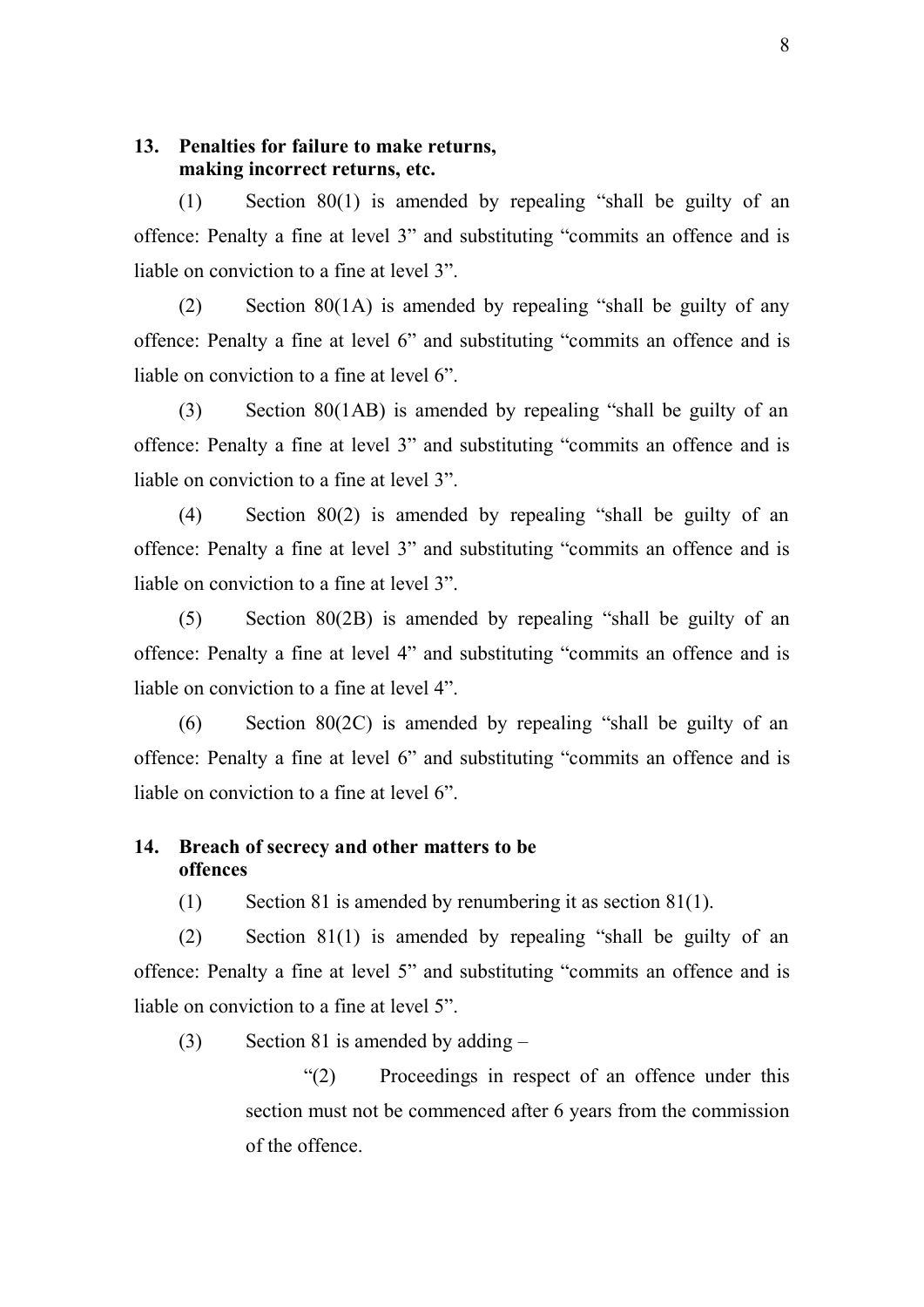**13. Penalties for failure to make returns, making incorrect returns, etc.**

(1) Section 80(1) is amended by repealing "shall be guilty of an offence: Penalty a fine at level 3" and substituting "commits an offence and is liable on conviction to a fine at level 3".

(2) Section 80(1A) is amended by repealing "shall be guilty of any offence: Penalty a fine at level 6" and substituting "commits an offence and is liable on conviction to a fine at level 6".

(3) Section 80(1AB) is amended by repealing "shall be guilty of an offence: Penalty a fine at level 3" and substituting "commits an offence and is liable on conviction to a fine at level 3".

(4) Section 80(2) is amended by repealing "shall be guilty of an offence: Penalty a fine at level 3" and substituting "commits an offence and is liable on conviction to a fine at level 3".

(5) Section 80(2B) is amended by repealing "shall be guilty of an offence: Penalty a fine at level 4" and substituting "commits an offence and is liable on conviction to a fine at level 4".

(6) Section 80(2C) is amended by repealing "shall be guilty of an offence: Penalty a fine at level 6" and substituting "commits an offence and is liable on conviction to a fine at level 6".

**14. Breach of secrecy and other matters to be offences**

(1) Section 81 is amended by renumbering it as section 81(1).

(2) Section 81(1) is amended by repealing "shall be guilty of an offence: Penalty a fine at level 5" and substituting "commits an offence and is liable on conviction to a fine at level 5".

(3) Section 81 is amended by adding –

"(2) Proceedings in respect of an offence under this section must not be commenced after 6 years from the commission of the offence.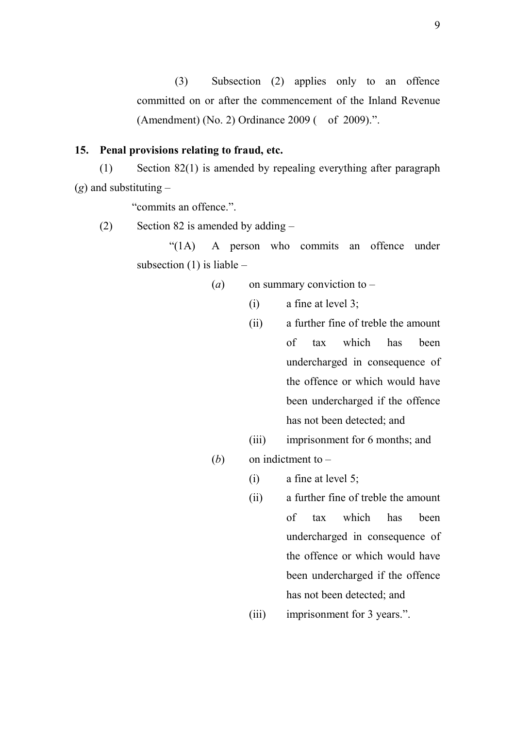(3) Subsection (2) applies only to an offence committed on or after the commencement of the Inland Revenue (Amendment) (No. 2) Ordinance 2009 ( of 2009).".

**15. Penal provisions relating to fraud, etc.**

(1) Section 82(1) is amended by repealing everything after paragraph (*g*) and substituting –

"commits an offence.".

(2) Section 82 is amended by adding –

"(1A) A person who commits an offence under subsection (1) is liable –

(*a*) on summary conviction to –

(i) a fine at level 3;

(ii) a further fine of treble the amount of tax which has been undercharged in consequence of the offence or which would have been undercharged if the offence has not been detected; and

(iii) imprisonment for 6 months; and

(*b*) on indictment to –

(i) a fine at level 5;

(ii) a further fine of treble the amount of tax which has been undercharged in consequence of the offence or which would have been undercharged if the offence has not been detected; and

(iii) imprisonment for 3 years.".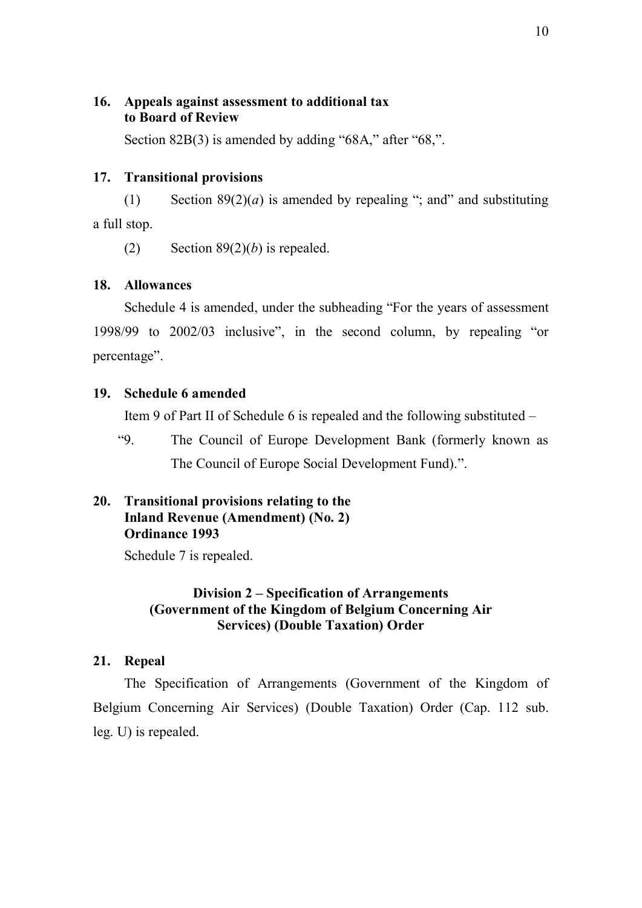**16. Appeals against assessment to additional tax to Board of Review**

Section 82B(3) is amended by adding "68A," after "68,".

**17. Transitional provisions**

(1) Section 89(2)(*a*) is amended by repealing "; and" and substituting a full stop.

(2) Section 89(2)(*b*) is repealed.

**18. Allowances**

Schedule 4 is amended, under the subheading "For the years of assessment 1998/99 to 2002/03 inclusive", in the second column, by repealing "or percentage".

**19. Schedule 6 amended**

Item 9 of Part II of Schedule 6 is repealed and the following substituted –

"9. The Council of Europe Development Bank (formerly known as The Council of Europe Social Development Fund).".

**20. Transitional provisions relating to the Inland Revenue (Amendment) (No. 2) Ordinance 1993**

Schedule 7 is repealed.

**Division 2 – Specification of Arrangements (Government of the Kingdom of Belgium Concerning Air Services) (Double Taxation) Order**

**21. Repeal**

The Specification of Arrangements (Government of the Kingdom of Belgium Concerning Air Services) (Double Taxation) Order (Cap. 112 sub. leg. U) is repealed.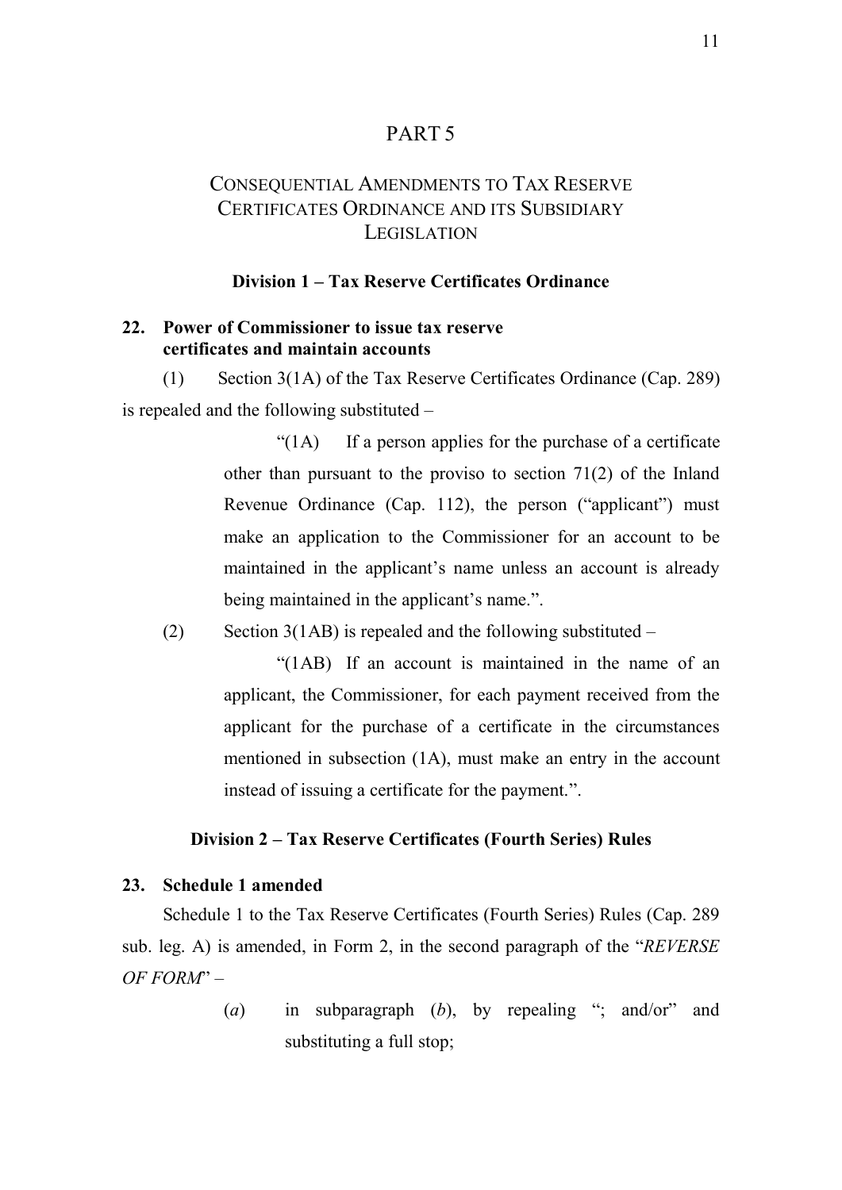# PART 5

## CONSEQUENTIAL AMENDMENTS TO TAX RESERVE CERTIFICATES ORDINANCE AND ITS SUBSIDIARY LEGISLATION

### Division 1 – Tax Reserve Certificates Ordinance

**22. Power of Commissioner to issue tax reserve certificates and maintain accounts**

(1) Section 3(1A) of the Tax Reserve Certificates Ordinance (Cap. 289) is repealed and the following substituted –

> "(1A) If a person applies for the purchase of a certificate other than pursuant to the proviso to section 71(2) of the Inland Revenue Ordinance (Cap. 112), the person ("applicant") must make an application to the Commissioner for an account to be maintained in the applicant's name unless an account is already being maintained in the applicant's name.".

(2) Section 3(1AB) is repealed and the following substituted –

> "(1AB) If an account is maintained in the name of an applicant, the Commissioner, for each payment received from the applicant for the purchase of a certificate in the circumstances mentioned in subsection (1A), must make an entry in the account instead of issuing a certificate for the payment.".

### Division 2 – Tax Reserve Certificates (Fourth Series) Rules

**23. Schedule 1 amended**

Schedule 1 to the Tax Reserve Certificates (Fourth Series) Rules (Cap. 289 sub. leg. A) is amended, in Form 2, in the second paragraph of the "*REVERSE OF FORM*" –

(*a*) in subparagraph (*b*), by repealing "; and/or" and substituting a full stop;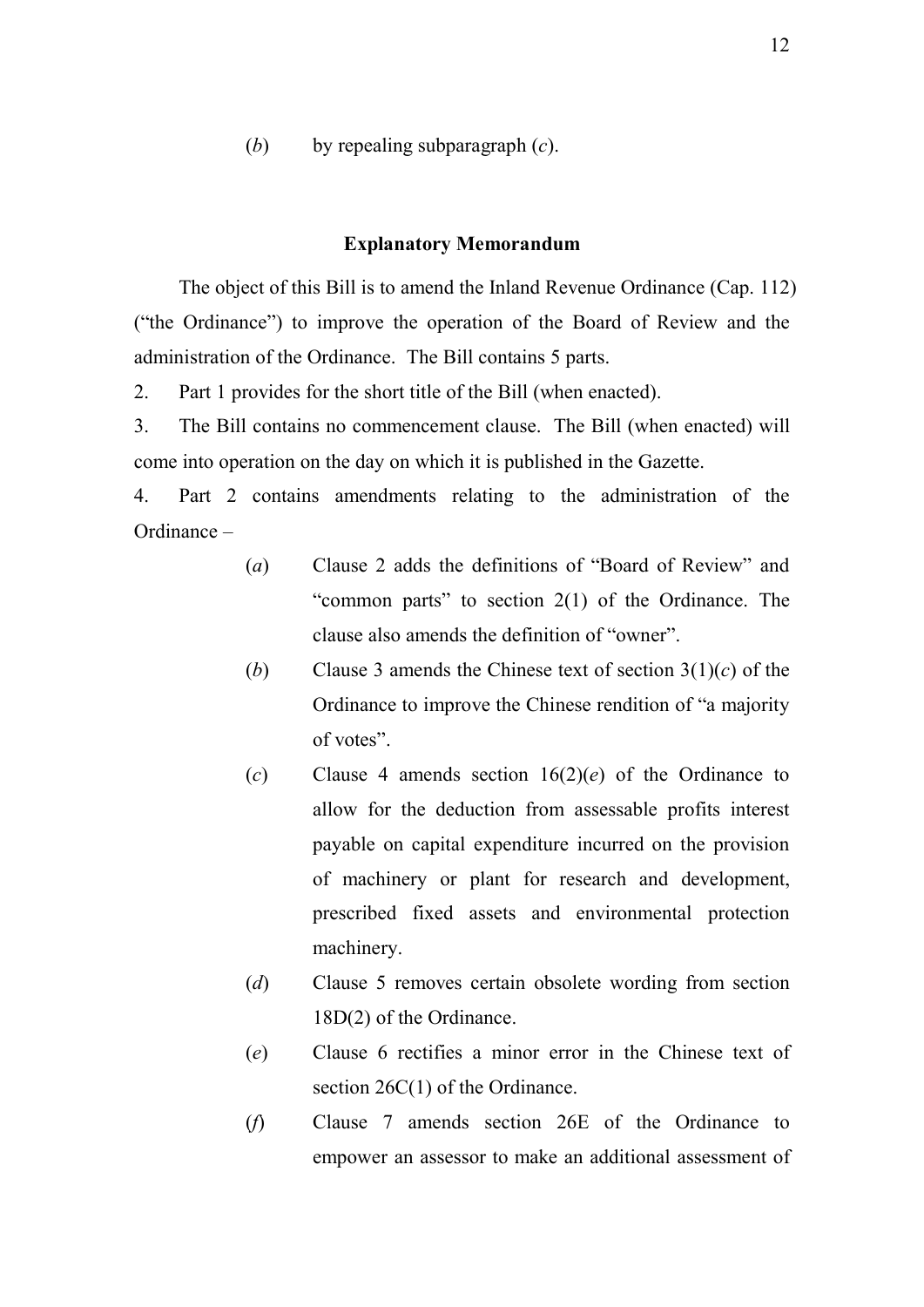(*b*) by repealing subparagraph (*c*).

### Explanatory Memorandum

The object of this Bill is to amend the Inland Revenue Ordinance (Cap. 112) ("the Ordinance") to improve the operation of the Board of Review and the administration of the Ordinance. The Bill contains 5 parts.

2. Part 1 provides for the short title of the Bill (when enacted).

3. The Bill contains no commencement clause. The Bill (when enacted) will come into operation on the day on which it is published in the Gazette.

4. Part 2 contains amendments relating to the administration of the Ordinance –

(*a*) Clause 2 adds the definitions of "Board of Review" and "common parts" to section 2(1) of the Ordinance. The clause also amends the definition of "owner".

(*b*) Clause 3 amends the Chinese text of section 3(1)(*c*) of the Ordinance to improve the Chinese rendition of "a majority of votes".

(*c*) Clause 4 amends section 16(2)(*e*) of the Ordinance to allow for the deduction from assessable profits interest payable on capital expenditure incurred on the provision of machinery or plant for research and development, prescribed fixed assets and environmental protection machinery.

(*d*) Clause 5 removes certain obsolete wording from section 18D(2) of the Ordinance.

(*e*) Clause 6 rectifies a minor error in the Chinese text of section 26C(1) of the Ordinance.

(*f*) Clause 7 amends section 26E of the Ordinance to empower an assessor to make an additional assessment of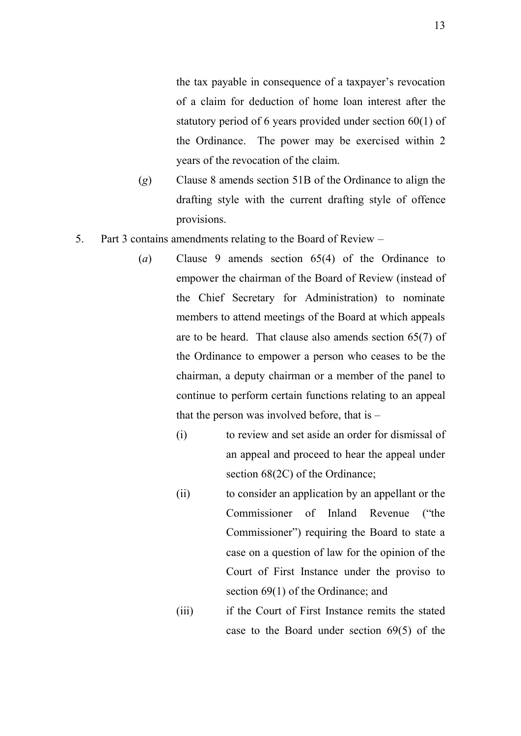the tax payable in consequence of a taxpayer's revocation of a claim for deduction of home loan interest after the statutory period of 6 years provided under section 60(1) of the Ordinance. The power may be exercised within 2 years of the revocation of the claim.

(*g*) Clause 8 amends section 51B of the Ordinance to align the drafting style with the current drafting style of offence provisions.

5. Part 3 contains amendments relating to the Board of Review –

   (*a*) Clause 9 amends section 65(4) of the Ordinance to empower the chairman of the Board of Review (instead of the Chief Secretary for Administration) to nominate members to attend meetings of the Board at which appeals are to be heard. That clause also amends section 65(7) of the Ordinance to empower a person who ceases to be the chairman, a deputy chairman or a member of the panel to continue to perform certain functions relating to an appeal that the person was involved before, that is –

      (i) to review and set aside an order for dismissal of an appeal and proceed to hear the appeal under section 68(2C) of the Ordinance;

      (ii) to consider an application by an appellant or the Commissioner of Inland Revenue ("the Commissioner") requiring the Board to state a case on a question of law for the opinion of the Court of First Instance under the proviso to section 69(1) of the Ordinance; and

      (iii) if the Court of First Instance remits the stated case to the Board under section 69(5) of the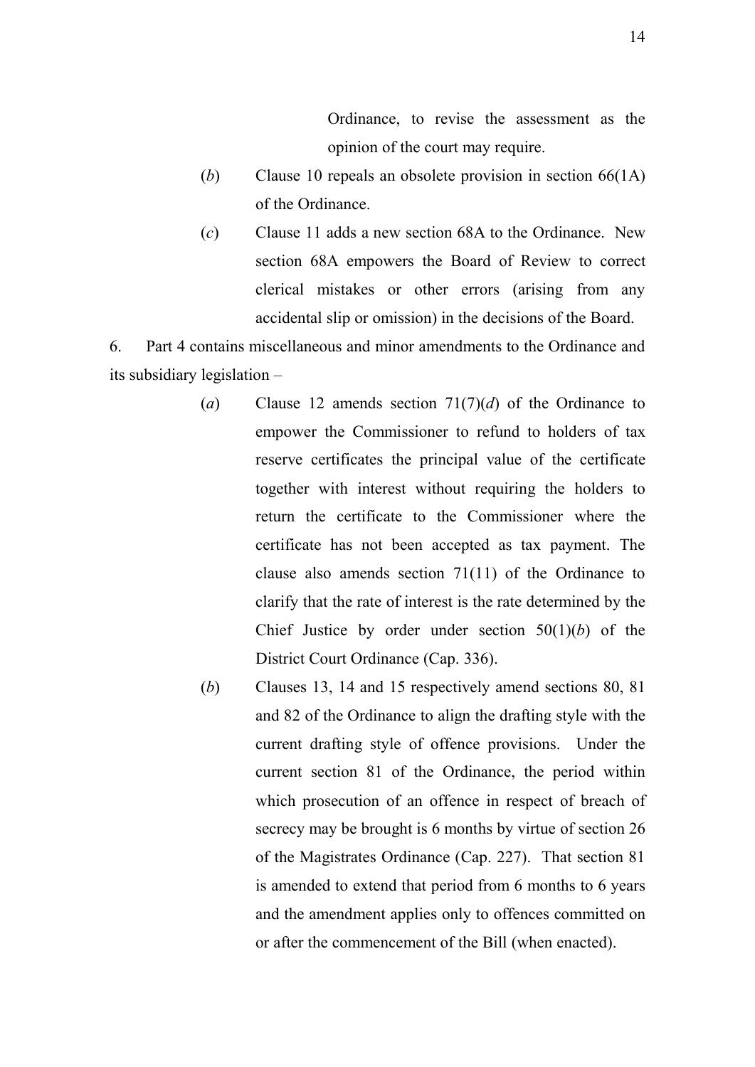Ordinance, to revise the assessment as the opinion of the court may require.

(*b*) Clause 10 repeals an obsolete provision in section 66(1A) of the Ordinance.

(*c*) Clause 11 adds a new section 68A to the Ordinance. New section 68A empowers the Board of Review to correct clerical mistakes or other errors (arising from any accidental slip or omission) in the decisions of the Board.

6. Part 4 contains miscellaneous and minor amendments to the Ordinance and its subsidiary legislation –

(*a*) Clause 12 amends section 71(7)(*d*) of the Ordinance to empower the Commissioner to refund to holders of tax reserve certificates the principal value of the certificate together with interest without requiring the holders to return the certificate to the Commissioner where the certificate has not been accepted as tax payment. The clause also amends section 71(11) of the Ordinance to clarify that the rate of interest is the rate determined by the Chief Justice by order under section 50(1)(*b*) of the District Court Ordinance (Cap. 336).

(*b*) Clauses 13, 14 and 15 respectively amend sections 80, 81 and 82 of the Ordinance to align the drafting style with the current drafting style of offence provisions. Under the current section 81 of the Ordinance, the period within which prosecution of an offence in respect of breach of secrecy may be brought is 6 months by virtue of section 26 of the Magistrates Ordinance (Cap. 227). That section 81 is amended to extend that period from 6 months to 6 years and the amendment applies only to offences committed on or after the commencement of the Bill (when enacted).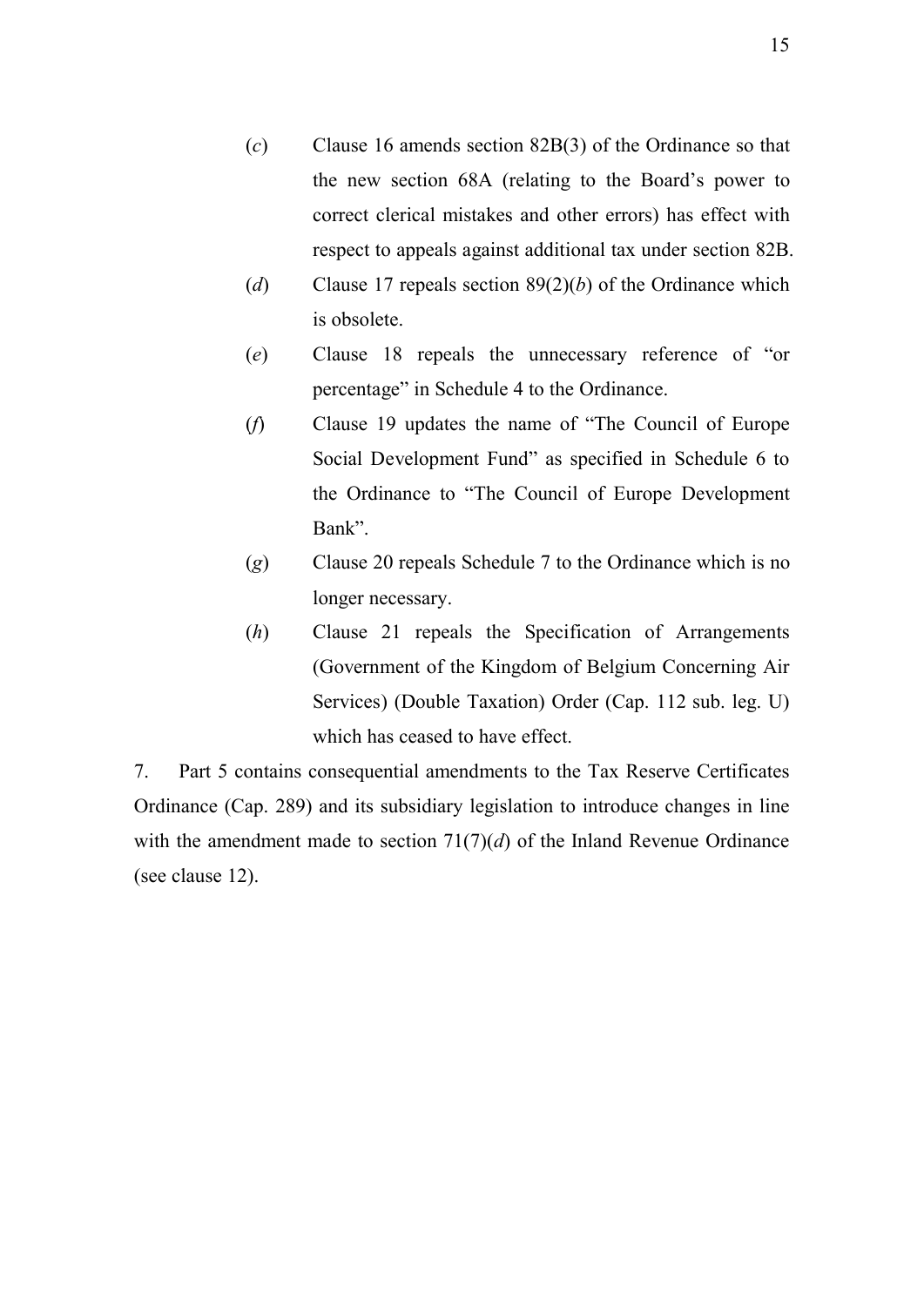(*c*) Clause 16 amends section 82B(3) of the Ordinance so that the new section 68A (relating to the Board's power to correct clerical mistakes and other errors) has effect with respect to appeals against additional tax under section 82B.

(*d*) Clause 17 repeals section 89(2)(*b*) of the Ordinance which is obsolete.

(*e*) Clause 18 repeals the unnecessary reference of "or percentage" in Schedule 4 to the Ordinance.

(*f*) Clause 19 updates the name of "The Council of Europe Social Development Fund" as specified in Schedule 6 to the Ordinance to "The Council of Europe Development Bank".

(*g*) Clause 20 repeals Schedule 7 to the Ordinance which is no longer necessary.

(*h*) Clause 21 repeals the Specification of Arrangements (Government of the Kingdom of Belgium Concerning Air Services) (Double Taxation) Order (Cap. 112 sub. leg. U) which has ceased to have effect.

7. Part 5 contains consequential amendments to the Tax Reserve Certificates Ordinance (Cap. 289) and its subsidiary legislation to introduce changes in line with the amendment made to section 71(7)(*d*) of the Inland Revenue Ordinance (see clause 12).